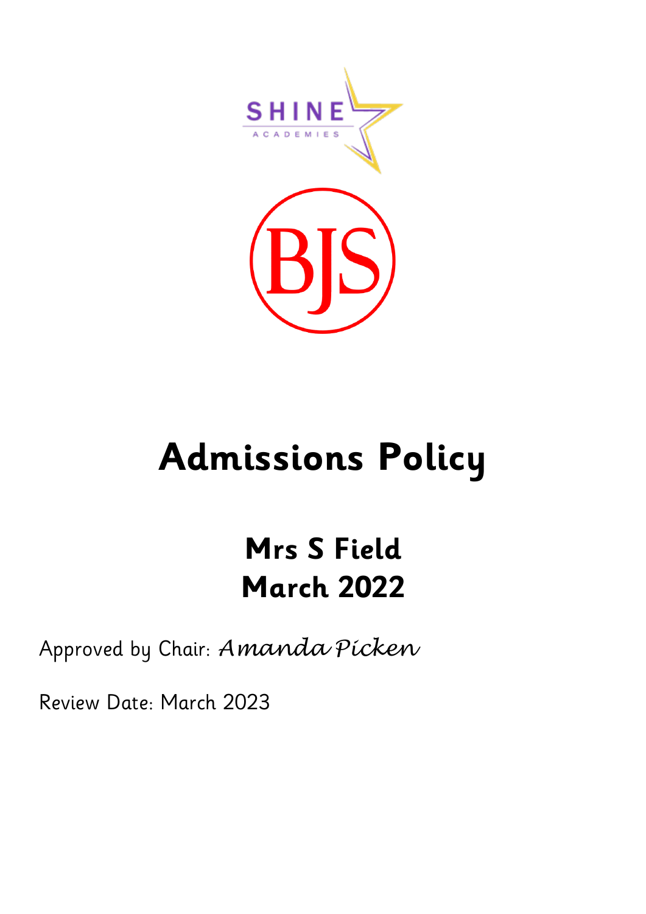# Admissions Policy

## Mrs S Field
## March 2022

Approved by Chair: *Amanda Picken*

Review Date: March 2023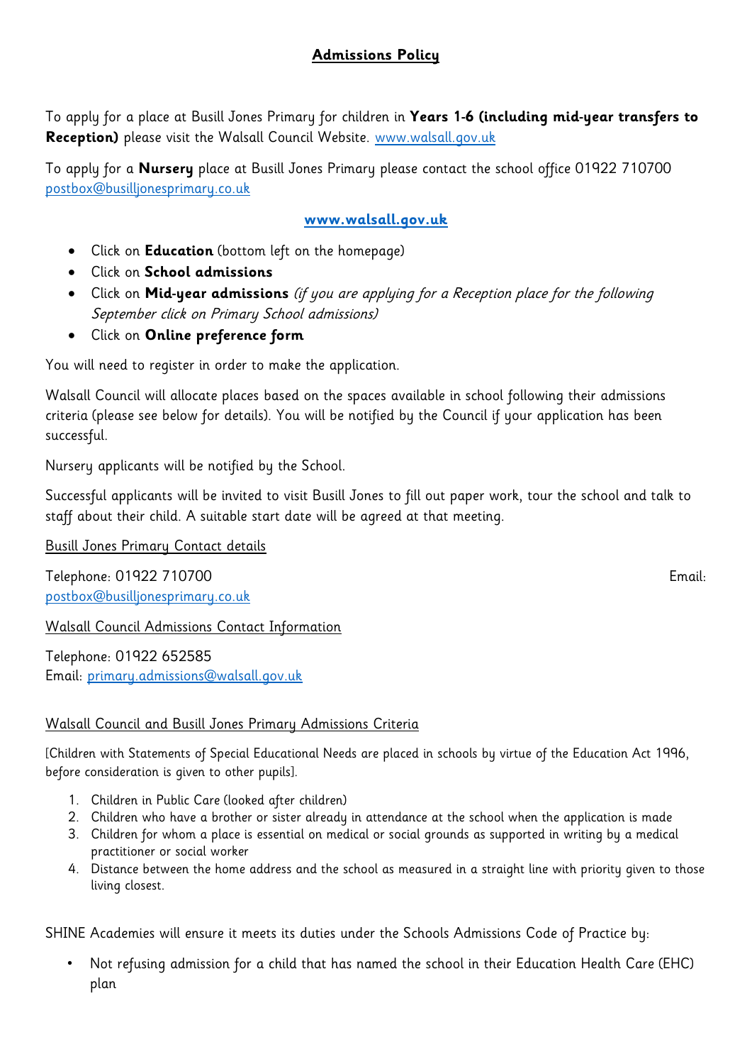# Admissions Policy

To apply for a place at Busill Jones Primary for children in **Years 1-6 (including mid-year transfers to Reception)** please visit the Walsall Council Website. www.walsall.gov.uk

To apply for a **Nursery** place at Busill Jones Primary please contact the school office 01922 710700 postbox@busilljonesprimary.co.uk

**www.walsall.gov.uk**

- Click on **Education** (bottom left on the homepage)
- Click on **School admissions**
- Click on **Mid-year admissions** *(if you are applying for a Reception place for the following September click on Primary School admissions)*
- Click on **Online preference form**

You will need to register in order to make the application.

Walsall Council will allocate places based on the spaces available in school following their admissions criteria (please see below for details). You will be notified by the Council if your application has been successful.

Nursery applicants will be notified by the School.

Successful applicants will be invited to visit Busill Jones to fill out paper work, tour the school and talk to staff about their child. A suitable start date will be agreed at that meeting.

Busill Jones Primary Contact details

Telephone: 01922 710700
Email: postbox@busilljonesprimary.co.uk

Walsall Council Admissions Contact Information

Telephone: 01922 652585
Email: primary.admissions@walsall.gov.uk

Walsall Council and Busill Jones Primary Admissions Criteria

[Children with Statements of Special Educational Needs are placed in schools by virtue of the Education Act 1996, before consideration is given to other pupils].

1. Children in Public Care (looked after children)
2. Children who have a brother or sister already in attendance at the school when the application is made
3. Children for whom a place is essential on medical or social grounds as supported in writing by a medical practitioner or social worker
4. Distance between the home address and the school as measured in a straight line with priority given to those living closest.

SHINE Academies will ensure it meets its duties under the Schools Admissions Code of Practice by:

- Not refusing admission for a child that has named the school in their Education Health Care (EHC) plan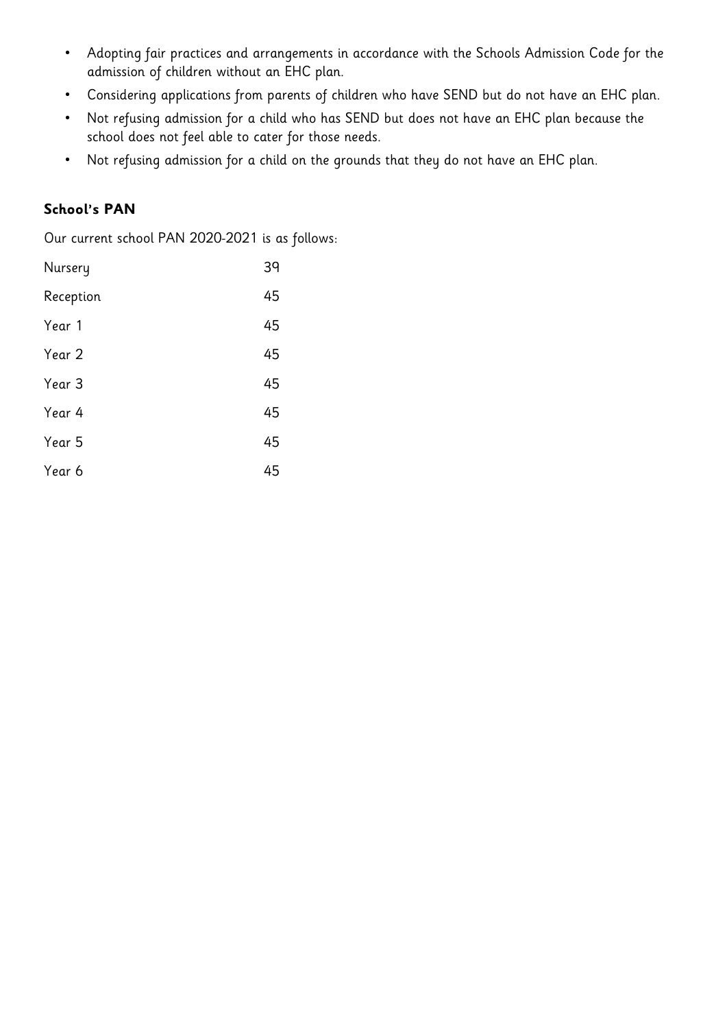- Adopting fair practices and arrangements in accordance with the Schools Admission Code for the admission of children without an EHC plan.
- Considering applications from parents of children who have SEND but do not have an EHC plan.
- Not refusing admission for a child who has SEND but does not have an EHC plan because the school does not feel able to cater for those needs.
- Not refusing admission for a child on the grounds that they do not have an EHC plan.

**School's PAN**

Our current school PAN 2020-2021 is as follows:

| | |
|---|---|
| Nursery | 39 |
| Reception | 45 |
| Year 1 | 45 |
| Year 2 | 45 |
| Year 3 | 45 |
| Year 4 | 45 |
| Year 5 | 45 |
| Year 6 | 45 |